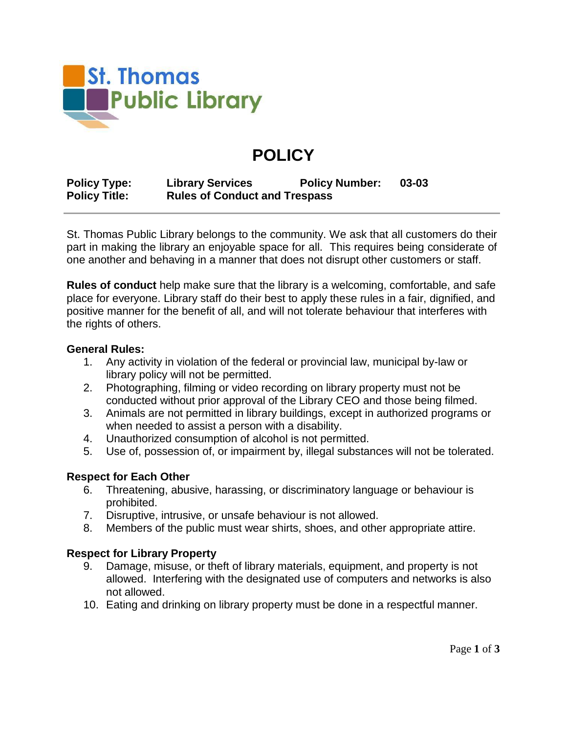St. Thomas Public Library

# POLICY

**Policy Type:** **Library Services** **Policy Number:** **03-03**
**Policy Title:** **Rules of Conduct and Trespass**

---

St. Thomas Public Library belongs to the community. We ask that all customers do their part in making the library an enjoyable space for all. This requires being considerate of one another and behaving in a manner that does not disrupt other customers or staff.

**Rules of conduct** help make sure that the library is a welcoming, comfortable, and safe place for everyone. Library staff do their best to apply these rules in a fair, dignified, and positive manner for the benefit of all, and will not tolerate behaviour that interferes with the rights of others.

**General Rules:**

1. Any activity in violation of the federal or provincial law, municipal by-law or library policy will not be permitted.
2. Photographing, filming or video recording on library property must not be conducted without prior approval of the Library CEO and those being filmed.
3. Animals are not permitted in library buildings, except in authorized programs or when needed to assist a person with a disability.
4. Unauthorized consumption of alcohol is not permitted.
5. Use of, possession of, or impairment by, illegal substances will not be tolerated.

**Respect for Each Other**

6. Threatening, abusive, harassing, or discriminatory language or behaviour is prohibited.
7. Disruptive, intrusive, or unsafe behaviour is not allowed.
8. Members of the public must wear shirts, shoes, and other appropriate attire.

**Respect for Library Property**

9. Damage, misuse, or theft of library materials, equipment, and property is not allowed. Interfering with the designated use of computers and networks is also not allowed.
10. Eating and drinking on library property must be done in a respectful manner.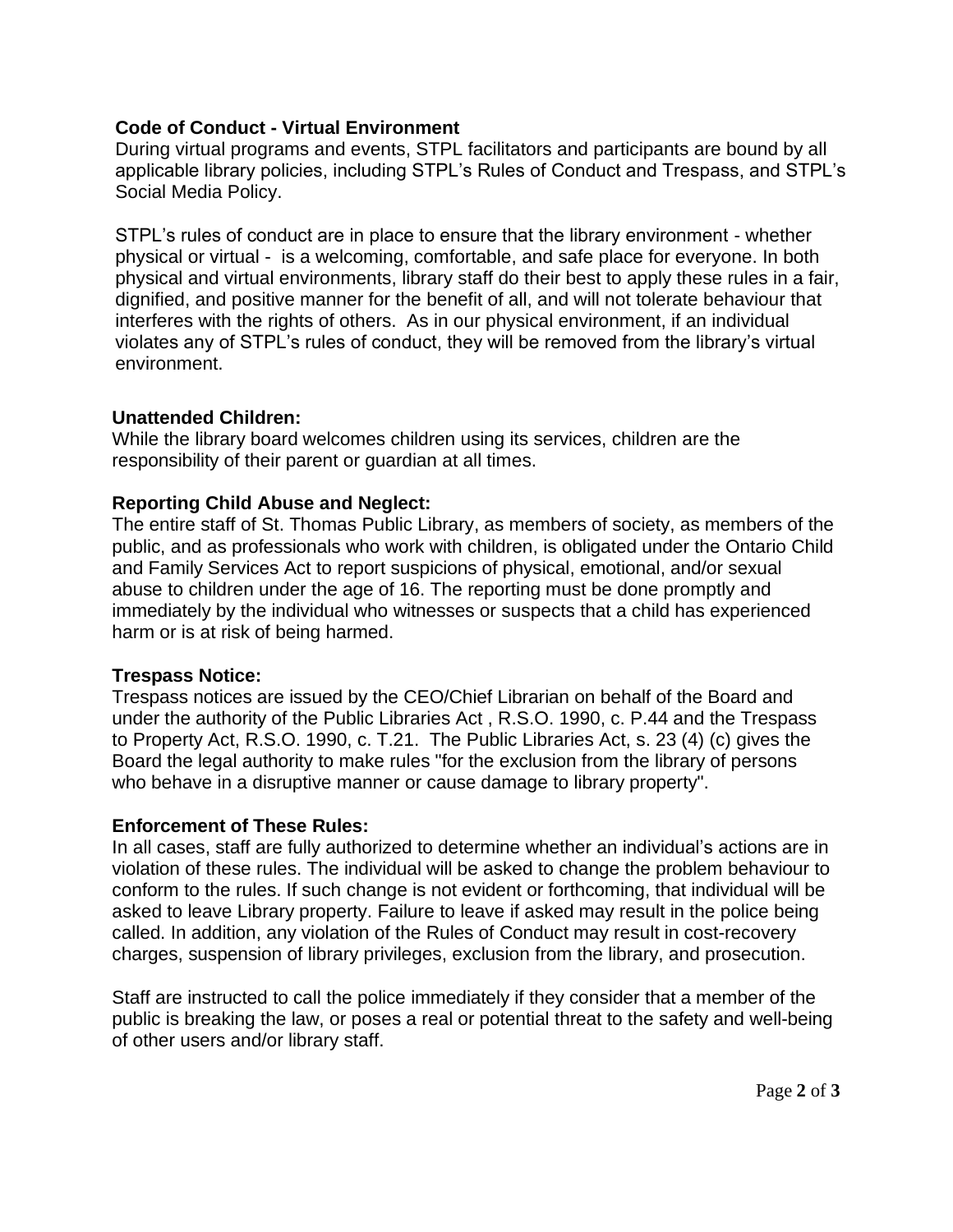**Code of Conduct - Virtual Environment**

During virtual programs and events, STPL facilitators and participants are bound by all applicable library policies, including STPL's Rules of Conduct and Trespass, and STPL's Social Media Policy.

STPL's rules of conduct are in place to ensure that the library environment - whether physical or virtual - is a welcoming, comfortable, and safe place for everyone. In both physical and virtual environments, library staff do their best to apply these rules in a fair, dignified, and positive manner for the benefit of all, and will not tolerate behaviour that interferes with the rights of others. As in our physical environment, if an individual violates any of STPL's rules of conduct, they will be removed from the library's virtual environment.

**Unattended Children:**

While the library board welcomes children using its services, children are the responsibility of their parent or guardian at all times.

**Reporting Child Abuse and Neglect:**

The entire staff of St. Thomas Public Library, as members of society, as members of the public, and as professionals who work with children, is obligated under the Ontario Child and Family Services Act to report suspicions of physical, emotional, and/or sexual abuse to children under the age of 16. The reporting must be done promptly and immediately by the individual who witnesses or suspects that a child has experienced harm or is at risk of being harmed.

**Trespass Notice:**

Trespass notices are issued by the CEO/Chief Librarian on behalf of the Board and under the authority of the Public Libraries Act , R.S.O. 1990, c. P.44 and the Trespass to Property Act, R.S.O. 1990, c. T.21. The Public Libraries Act, s. 23 (4) (c) gives the Board the legal authority to make rules "for the exclusion from the library of persons who behave in a disruptive manner or cause damage to library property".

**Enforcement of These Rules:**

In all cases, staff are fully authorized to determine whether an individual's actions are in violation of these rules. The individual will be asked to change the problem behaviour to conform to the rules. If such change is not evident or forthcoming, that individual will be asked to leave Library property. Failure to leave if asked may result in the police being called. In addition, any violation of the Rules of Conduct may result in cost-recovery charges, suspension of library privileges, exclusion from the library, and prosecution.

Staff are instructed to call the police immediately if they consider that a member of the public is breaking the law, or poses a real or potential threat to the safety and well-being of other users and/or library staff.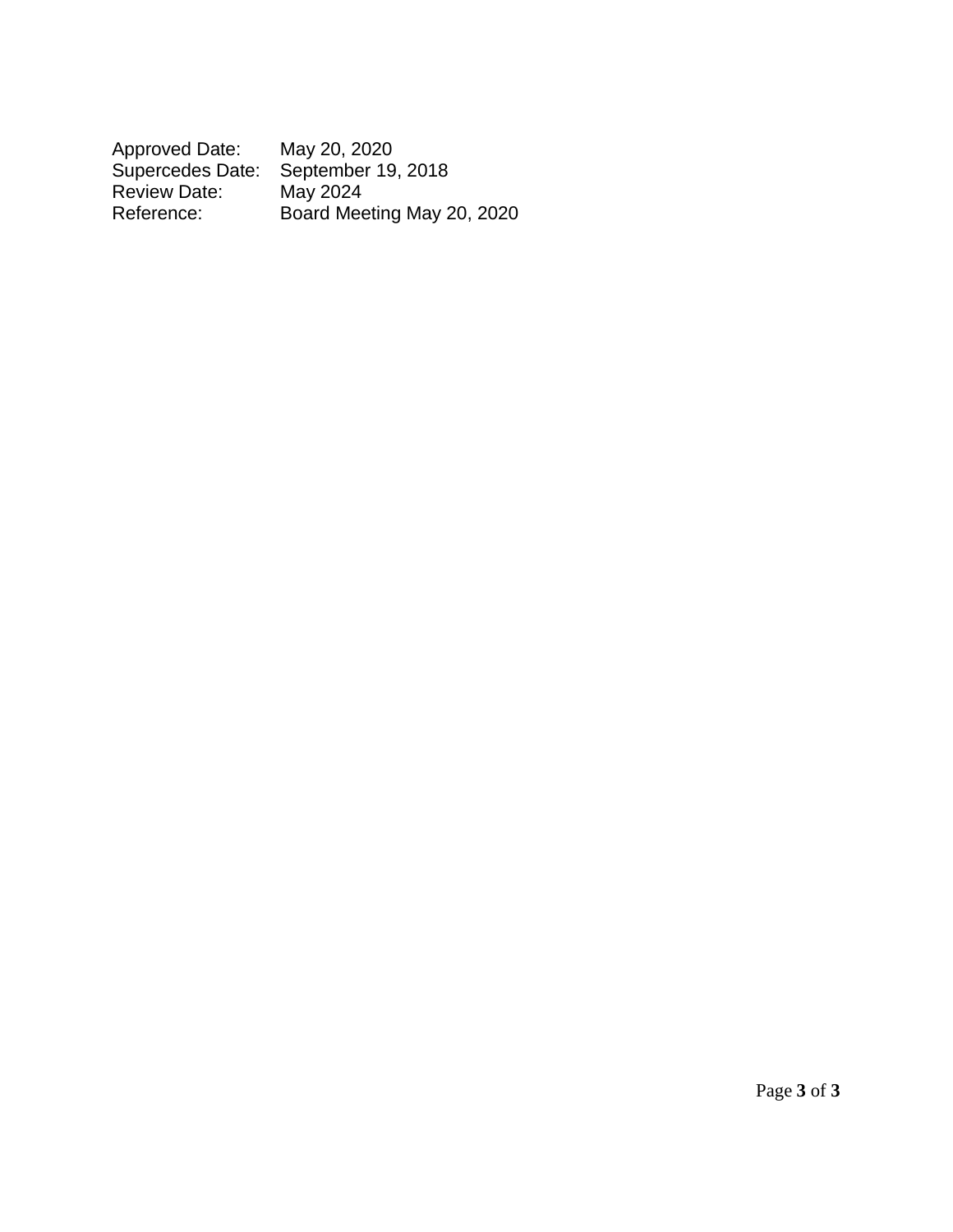| | |
|---|---|
| Approved Date: | May 20, 2020 |
| Supercedes Date: | September 19, 2018 |
| Review Date: | May 2024 |
| Reference: | Board Meeting May 20, 2020 |